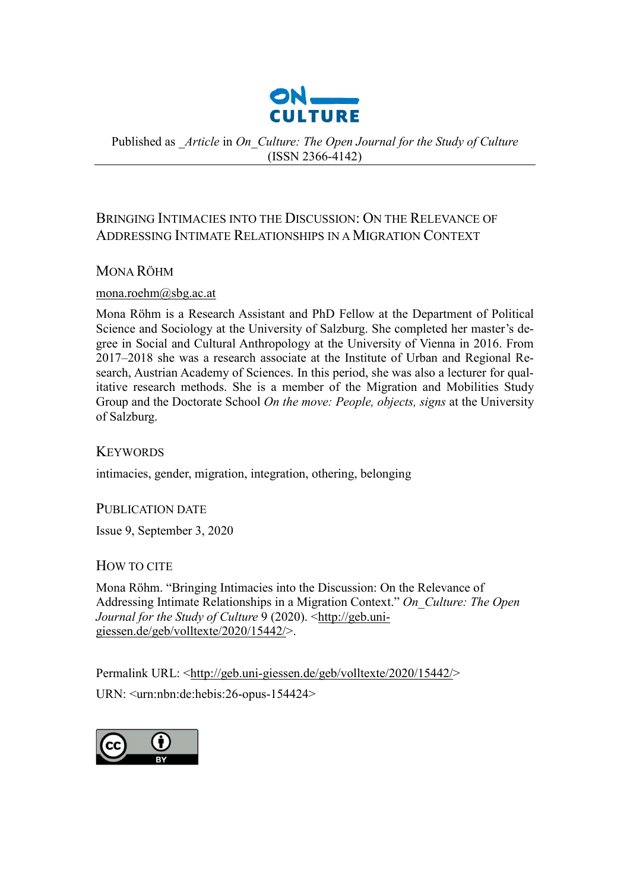ON CULTURE

Published as _Article in *On_Culture: The Open Journal for the Study of Culture* (ISSN 2366-4142)

# Bringing Intimacies into the Discussion: On the Relevance of Addressing Intimate Relationships in a Migration Context

## Mona Röhm

mona.roehm@sbg.ac.at

Mona Röhm is a Research Assistant and PhD Fellow at the Department of Political Science and Sociology at the University of Salzburg. She completed her master's degree in Social and Cultural Anthropology at the University of Vienna in 2016. From 2017–2018 she was a research associate at the Institute of Urban and Regional Research, Austrian Academy of Sciences. In this period, she was also a lecturer for qualitative research methods. She is a member of the Migration and Mobilities Study Group and the Doctorate School *On the move: People, objects, signs* at the University of Salzburg.

## Keywords

intimacies, gender, migration, integration, othering, belonging

## Publication Date

Issue 9, September 3, 2020

## How to Cite

Mona Röhm. "Bringing Intimacies into the Discussion: On the Relevance of Addressing Intimate Relationships in a Migration Context." *On_Culture: The Open Journal for the Study of Culture* 9 (2020). <http://geb.uni-giessen.de/geb/volltexte/2020/15442/>.

Permalink URL: <http://geb.uni-giessen.de/geb/volltexte/2020/15442/>

URN: <urn:nbn:de:hebis:26-opus-154424>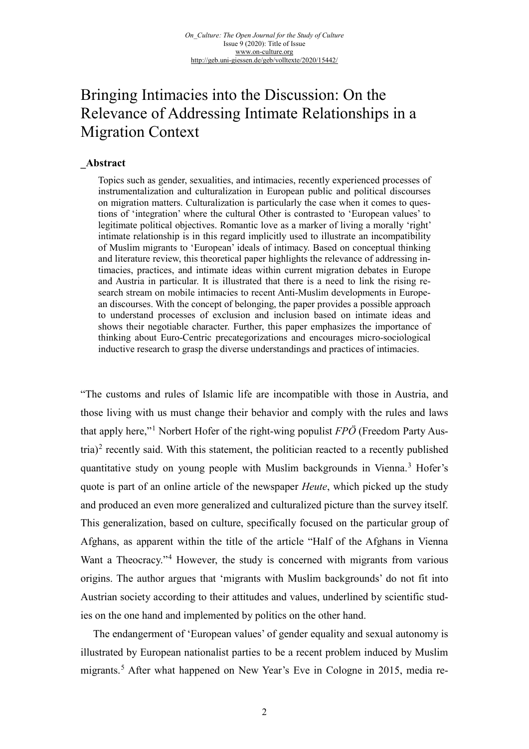# Bringing Intimacies into the Discussion: On the Relevance of Addressing Intimate Relationships in a Migration Context

## _Abstract

Topics such as gender, sexualities, and intimacies, recently experienced processes of instrumentalization and culturalization in European public and political discourses on migration matters. Culturalization is particularly the case when it comes to questions of 'integration' where the cultural Other is contrasted to 'European values' to legitimate political objectives. Romantic love as a marker of living a morally 'right' intimate relationship is in this regard implicitly used to illustrate an incompatibility of Muslim migrants to 'European' ideals of intimacy. Based on conceptual thinking and literature review, this theoretical paper highlights the relevance of addressing intimacies, practices, and intimate ideas within current migration debates in Europe and Austria in particular. It is illustrated that there is a need to link the rising research stream on mobile intimacies to recent Anti-Muslim developments in European discourses. With the concept of belonging, the paper provides a possible approach to understand processes of exclusion and inclusion based on intimate ideas and shows their negotiable character. Further, this paper emphasizes the importance of thinking about Euro-Centric precategorizations and encourages micro-sociological inductive research to grasp the diverse understandings and practices of intimacies.

"The customs and rules of Islamic life are incompatible with those in Austria, and those living with us must change their behavior and comply with the rules and laws that apply here,"[1] Norbert Hofer of the right-wing populist *FPÖ* (Freedom Party Austria)[2] recently said. With this statement, the politician reacted to a recently published quantitative study on young people with Muslim backgrounds in Vienna.[3] Hofer's quote is part of an online article of the newspaper *Heute*, which picked up the study and produced an even more generalized and culturalized picture than the survey itself. This generalization, based on culture, specifically focused on the particular group of Afghans, as apparent within the title of the article "Half of the Afghans in Vienna Want a Theocracy."[4] However, the study is concerned with migrants from various origins. The author argues that 'migrants with Muslim backgrounds' do not fit into Austrian society according to their attitudes and values, underlined by scientific studies on the one hand and implemented by politics on the other hand.

The endangerment of 'European values' of gender equality and sexual autonomy is illustrated by European nationalist parties to be a recent problem induced by Muslim migrants.[5] After what happened on New Year's Eve in Cologne in 2015, media re-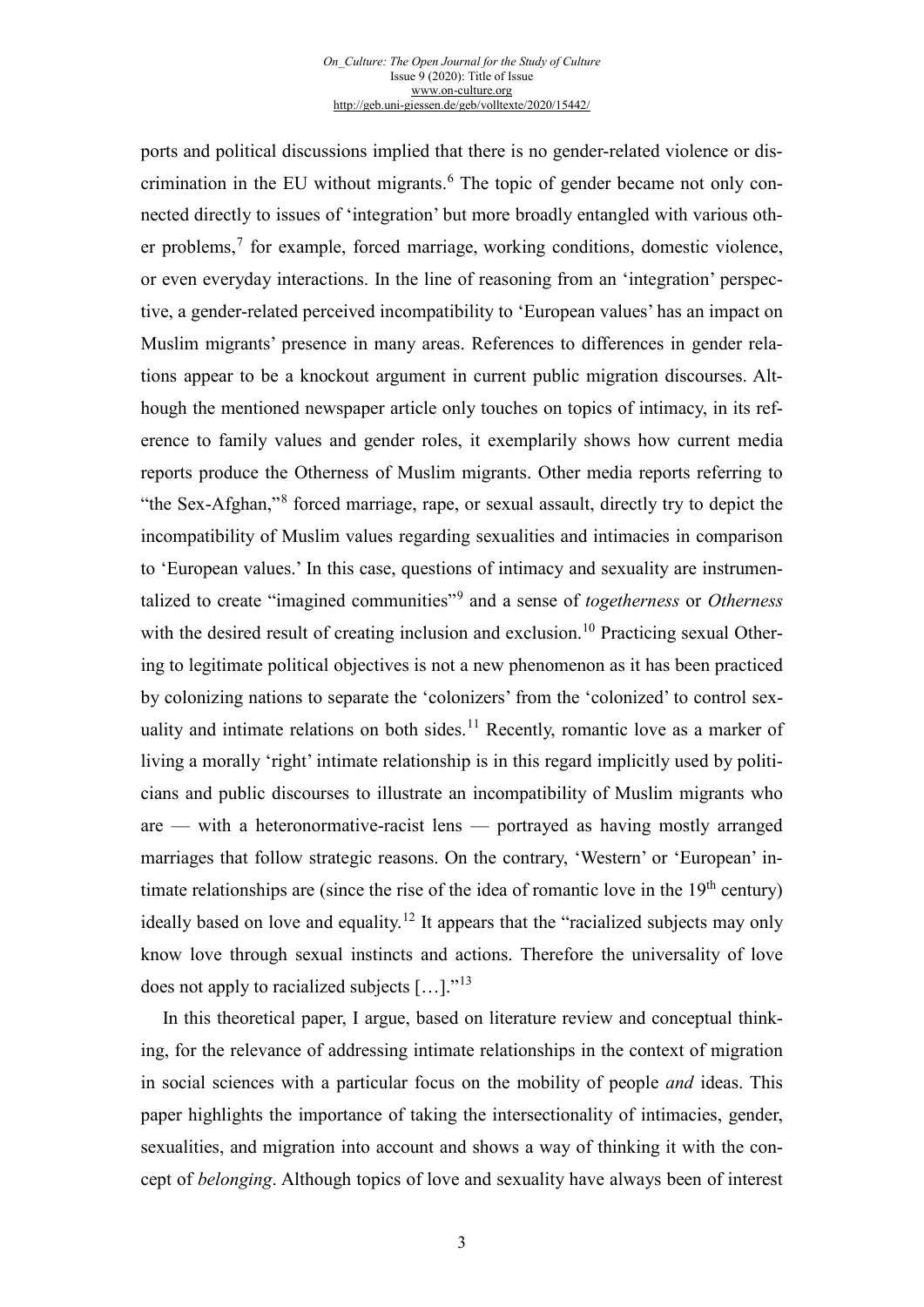ports and political discussions implied that there is no gender-related violence or discrimination in the EU without migrants.[6] The topic of gender became not only connected directly to issues of 'integration' but more broadly entangled with various other problems,[7] for example, forced marriage, working conditions, domestic violence, or even everyday interactions. In the line of reasoning from an 'integration' perspective, a gender-related perceived incompatibility to 'European values' has an impact on Muslim migrants' presence in many areas. References to differences in gender relations appear to be a knockout argument in current public migration discourses. Although the mentioned newspaper article only touches on topics of intimacy, in its reference to family values and gender roles, it exemplarily shows how current media reports produce the Otherness of Muslim migrants. Other media reports referring to "the Sex-Afghan,"[8] forced marriage, rape, or sexual assault, directly try to depict the incompatibility of Muslim values regarding sexualities and intimacies in comparison to 'European values.' In this case, questions of intimacy and sexuality are instrumentalized to create "imagined communities"[9] and a sense of *togetherness* or *Otherness* with the desired result of creating inclusion and exclusion.[10] Practicing sexual Othering to legitimate political objectives is not a new phenomenon as it has been practiced by colonizing nations to separate the 'colonizers' from the 'colonized' to control sexuality and intimate relations on both sides.[11] Recently, romantic love as a marker of living a morally 'right' intimate relationship is in this regard implicitly used by politicians and public discourses to illustrate an incompatibility of Muslim migrants who are — with a heteronormative-racist lens — portrayed as having mostly arranged marriages that follow strategic reasons. On the contrary, 'Western' or 'European' intimate relationships are (since the rise of the idea of romantic love in the 19th century) ideally based on love and equality.[12] It appears that the "racialized subjects may only know love through sexual instincts and actions. Therefore the universality of love does not apply to racialized subjects […]."[13]

In this theoretical paper, I argue, based on literature review and conceptual thinking, for the relevance of addressing intimate relationships in the context of migration in social sciences with a particular focus on the mobility of people *and* ideas. This paper highlights the importance of taking the intersectionality of intimacies, gender, sexualities, and migration into account and shows a way of thinking it with the concept of *belonging*. Although topics of love and sexuality have always been of interest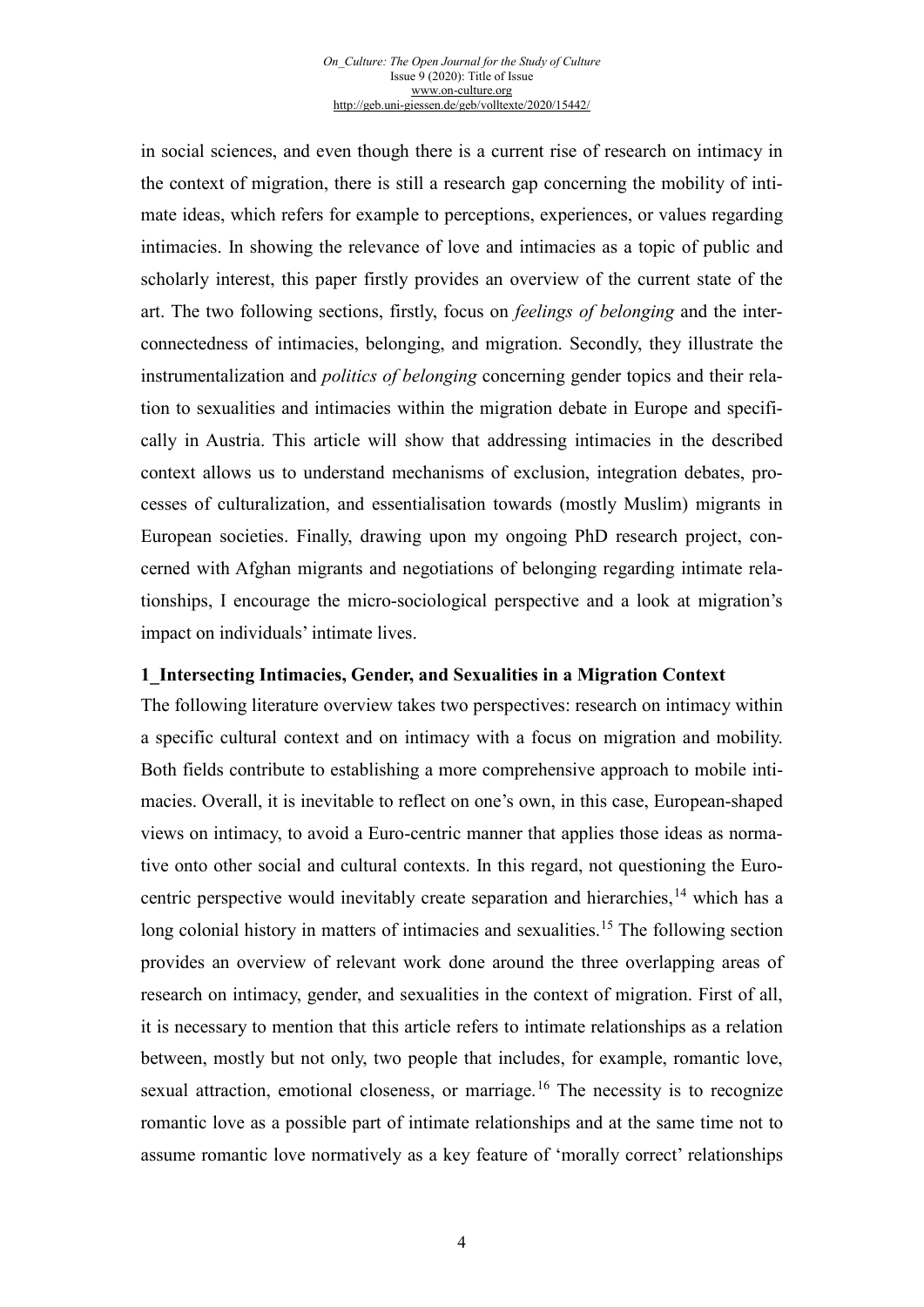in social sciences, and even though there is a current rise of research on intimacy in the context of migration, there is still a research gap concerning the mobility of intimate ideas, which refers for example to perceptions, experiences, or values regarding intimacies. In showing the relevance of love and intimacies as a topic of public and scholarly interest, this paper firstly provides an overview of the current state of the art. The two following sections, firstly, focus on *feelings of belonging* and the interconnectedness of intimacies, belonging, and migration. Secondly, they illustrate the instrumentalization and *politics of belonging* concerning gender topics and their relation to sexualities and intimacies within the migration debate in Europe and specifically in Austria. This article will show that addressing intimacies in the described context allows us to understand mechanisms of exclusion, integration debates, processes of culturalization, and essentialisation towards (mostly Muslim) migrants in European societies. Finally, drawing upon my ongoing PhD research project, concerned with Afghan migrants and negotiations of belonging regarding intimate relationships, I encourage the micro-sociological perspective and a look at migration's impact on individuals' intimate lives.

## 1_Intersecting Intimacies, Gender, and Sexualities in a Migration Context

The following literature overview takes two perspectives: research on intimacy within a specific cultural context and on intimacy with a focus on migration and mobility. Both fields contribute to establishing a more comprehensive approach to mobile intimacies. Overall, it is inevitable to reflect on one's own, in this case, European-shaped views on intimacy, to avoid a Euro-centric manner that applies those ideas as normative onto other social and cultural contexts. In this regard, not questioning the Euro-centric perspective would inevitably create separation and hierarchies,[14] which has a long colonial history in matters of intimacies and sexualities.[15] The following section provides an overview of relevant work done around the three overlapping areas of research on intimacy, gender, and sexualities in the context of migration. First of all, it is necessary to mention that this article refers to intimate relationships as a relation between, mostly but not only, two people that includes, for example, romantic love, sexual attraction, emotional closeness, or marriage.[16] The necessity is to recognize romantic love as a possible part of intimate relationships and at the same time not to assume romantic love normatively as a key feature of 'morally correct' relationships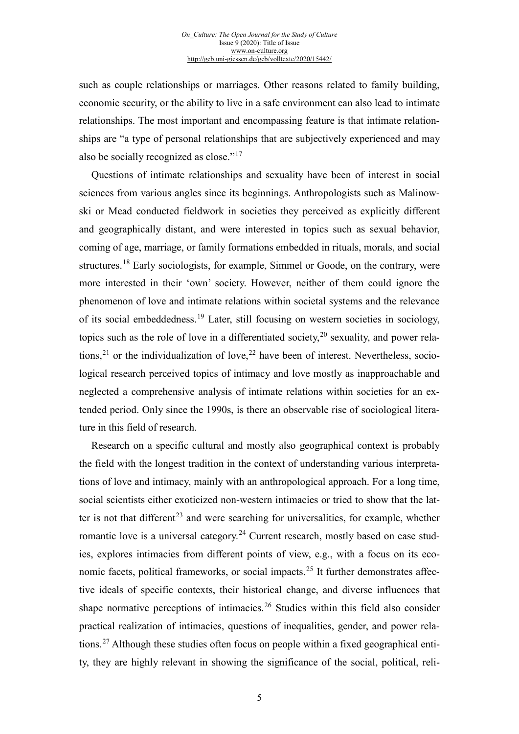such as couple relationships or marriages. Other reasons related to family building, economic security, or the ability to live in a safe environment can also lead to intimate relationships. The most important and encompassing feature is that intimate relationships are "a type of personal relationships that are subjectively experienced and may also be socially recognized as close."[17]

Questions of intimate relationships and sexuality have been of interest in social sciences from various angles since its beginnings. Anthropologists such as Malinowski or Mead conducted fieldwork in societies they perceived as explicitly different and geographically distant, and were interested in topics such as sexual behavior, coming of age, marriage, or family formations embedded in rituals, morals, and social structures.[18] Early sociologists, for example, Simmel or Goode, on the contrary, were more interested in their 'own' society. However, neither of them could ignore the phenomenon of love and intimate relations within societal systems and the relevance of its social embeddedness.[19] Later, still focusing on western societies in sociology, topics such as the role of love in a differentiated society,[20] sexuality, and power relations,[21] or the individualization of love,[22] have been of interest. Nevertheless, sociological research perceived topics of intimacy and love mostly as inapproachable and neglected a comprehensive analysis of intimate relations within societies for an extended period. Only since the 1990s, is there an observable rise of sociological literature in this field of research.

Research on a specific cultural and mostly also geographical context is probably the field with the longest tradition in the context of understanding various interpretations of love and intimacy, mainly with an anthropological approach. For a long time, social scientists either exoticized non-western intimacies or tried to show that the latter is not that different[23] and were searching for universalities, for example, whether romantic love is a universal category.[24] Current research, mostly based on case studies, explores intimacies from different points of view, e.g., with a focus on its economic facets, political frameworks, or social impacts.[25] It further demonstrates affective ideals of specific contexts, their historical change, and diverse influences that shape normative perceptions of intimacies.[26] Studies within this field also consider practical realization of intimacies, questions of inequalities, gender, and power relations.[27] Although these studies often focus on people within a fixed geographical entity, they are highly relevant in showing the significance of the social, political, reli-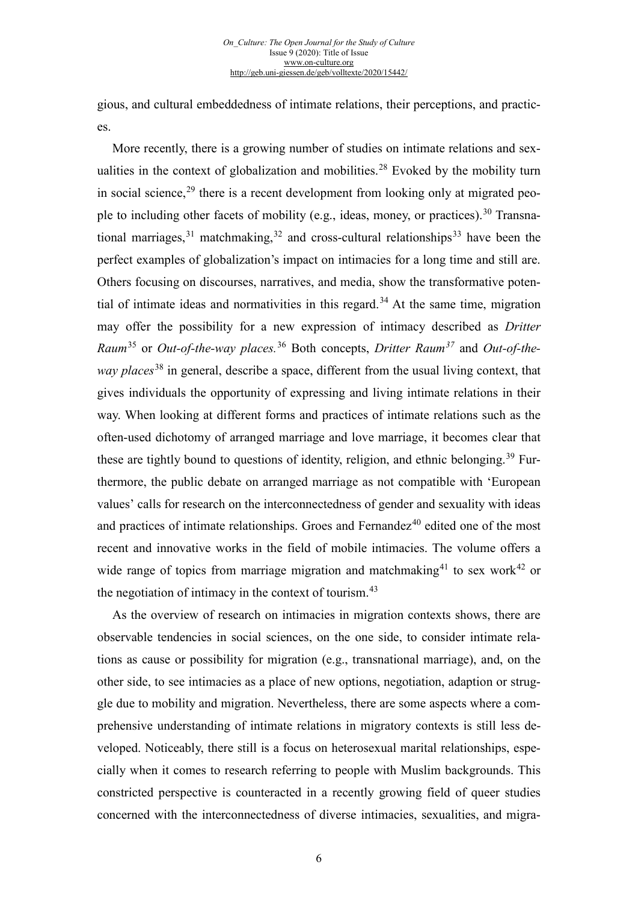gious, and cultural embeddedness of intimate relations, their perceptions, and practices.

More recently, there is a growing number of studies on intimate relations and sexualities in the context of globalization and mobilities.[28] Evoked by the mobility turn in social science,[29] there is a recent development from looking only at migrated people to including other facets of mobility (e.g., ideas, money, or practices).[30] Transnational marriages,[31] matchmaking,[32] and cross-cultural relationships[33] have been the perfect examples of globalization's impact on intimacies for a long time and still are. Others focusing on discourses, narratives, and media, show the transformative potential of intimate ideas and normativities in this regard.[34] At the same time, migration may offer the possibility for a new expression of intimacy described as *Dritter Raum*[35] or *Out-of-the-way places.*[36] Both concepts, *Dritter Raum*[37] and *Out-of-the-way places*[38] in general, describe a space, different from the usual living context, that gives individuals the opportunity of expressing and living intimate relations in their way. When looking at different forms and practices of intimate relations such as the often-used dichotomy of arranged marriage and love marriage, it becomes clear that these are tightly bound to questions of identity, religion, and ethnic belonging.[39] Furthermore, the public debate on arranged marriage as not compatible with 'European values' calls for research on the interconnectedness of gender and sexuality with ideas and practices of intimate relationships. Groes and Fernandez[40] edited one of the most recent and innovative works in the field of mobile intimacies. The volume offers a wide range of topics from marriage migration and matchmaking[41] to sex work[42] or the negotiation of intimacy in the context of tourism.[43]

As the overview of research on intimacies in migration contexts shows, there are observable tendencies in social sciences, on the one side, to consider intimate relations as cause or possibility for migration (e.g., transnational marriage), and, on the other side, to see intimacies as a place of new options, negotiation, adaption or struggle due to mobility and migration. Nevertheless, there are some aspects where a comprehensive understanding of intimate relations in migratory contexts is still less developed. Noticeably, there still is a focus on heterosexual marital relationships, especially when it comes to research referring to people with Muslim backgrounds. This constricted perspective is counteracted in a recently growing field of queer studies concerned with the interconnectedness of diverse intimacies, sexualities, and migra-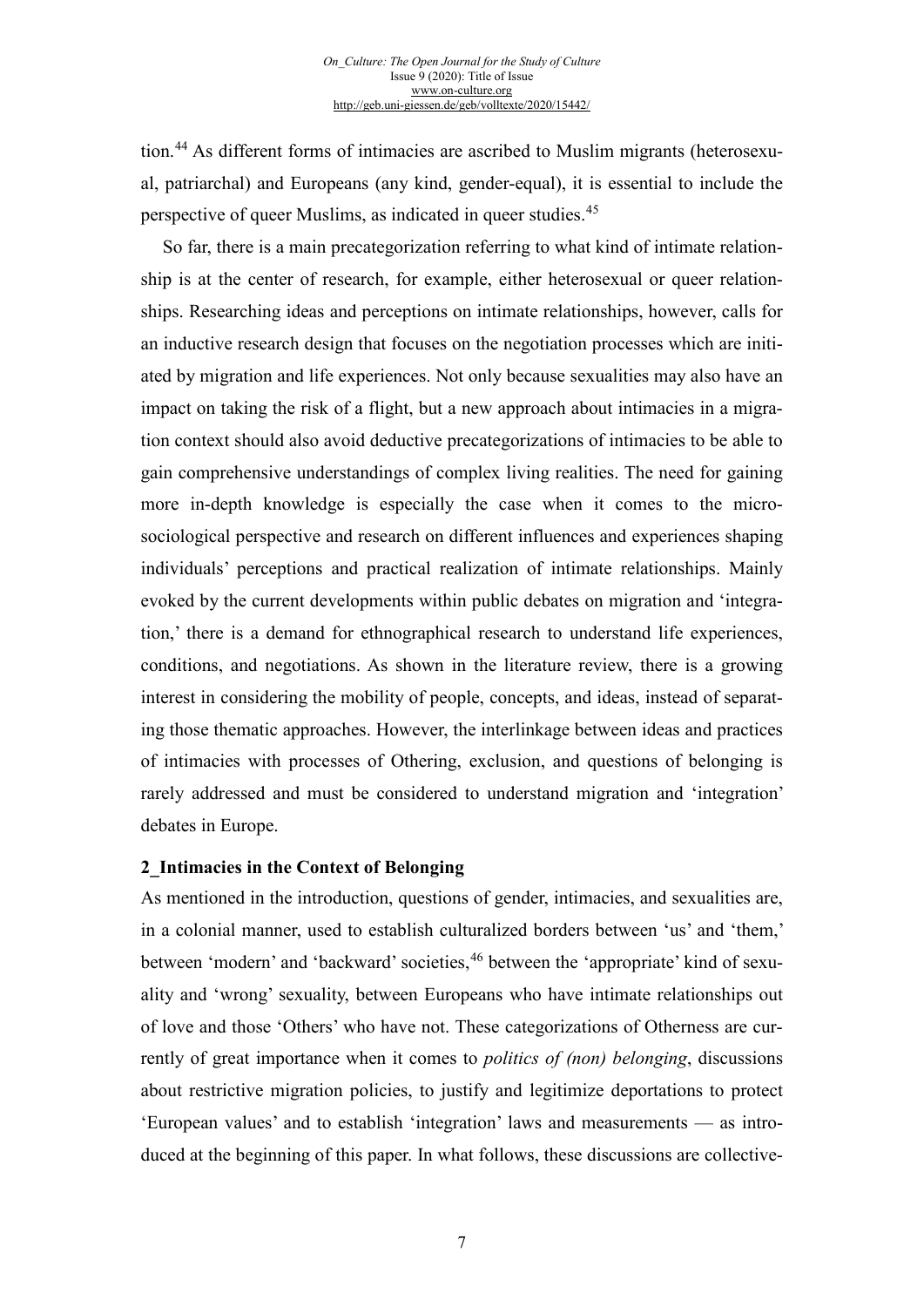tion.[44] As different forms of intimacies are ascribed to Muslim migrants (heterosexual, patriarchal) and Europeans (any kind, gender-equal), it is essential to include the perspective of queer Muslims, as indicated in queer studies.[45]

So far, there is a main precategorization referring to what kind of intimate relationship is at the center of research, for example, either heterosexual or queer relationships. Researching ideas and perceptions on intimate relationships, however, calls for an inductive research design that focuses on the negotiation processes which are initiated by migration and life experiences. Not only because sexualities may also have an impact on taking the risk of a flight, but a new approach about intimacies in a migration context should also avoid deductive precategorizations of intimacies to be able to gain comprehensive understandings of complex living realities. The need for gaining more in-depth knowledge is especially the case when it comes to the micro-sociological perspective and research on different influences and experiences shaping individuals' perceptions and practical realization of intimate relationships. Mainly evoked by the current developments within public debates on migration and 'integration,' there is a demand for ethnographical research to understand life experiences, conditions, and negotiations. As shown in the literature review, there is a growing interest in considering the mobility of people, concepts, and ideas, instead of separating those thematic approaches. However, the interlinkage between ideas and practices of intimacies with processes of Othering, exclusion, and questions of belonging is rarely addressed and must be considered to understand migration and 'integration' debates in Europe.

## 2_Intimacies in the Context of Belonging

As mentioned in the introduction, questions of gender, intimacies, and sexualities are, in a colonial manner, used to establish culturalized borders between 'us' and 'them,' between 'modern' and 'backward' societies,[46] between the 'appropriate' kind of sexuality and 'wrong' sexuality, between Europeans who have intimate relationships out of love and those 'Others' who have not. These categorizations of Otherness are currently of great importance when it comes to *politics of (non) belonging*, discussions about restrictive migration policies, to justify and legitimize deportations to protect 'European values' and to establish 'integration' laws and measurements — as introduced at the beginning of this paper. In what follows, these discussions are collective-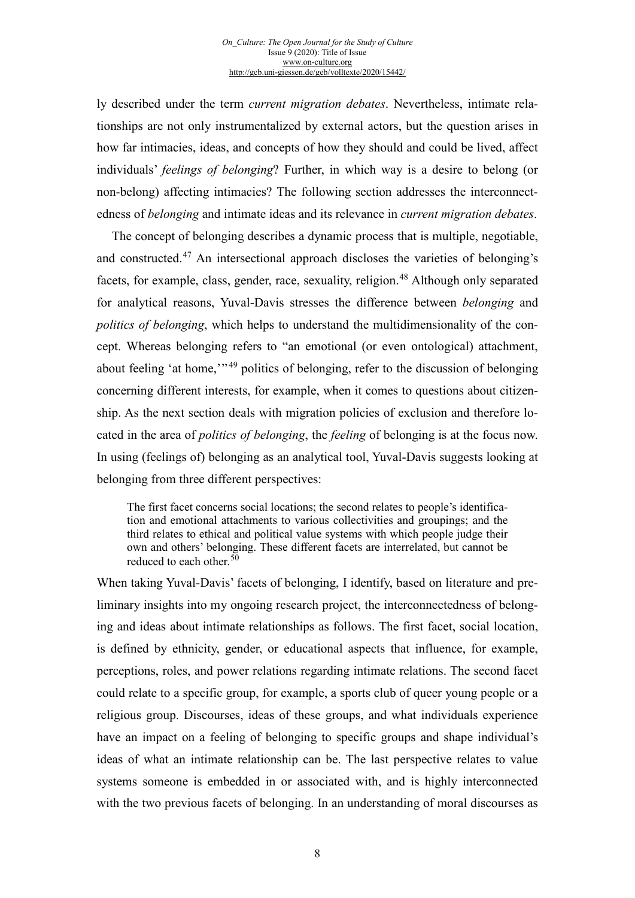ly described under the term *current migration debates*. Nevertheless, intimate relationships are not only instrumentalized by external actors, but the question arises in how far intimacies, ideas, and concepts of how they should and could be lived, affect individuals' *feelings of belonging*? Further, in which way is a desire to belong (or non-belong) affecting intimacies? The following section addresses the interconnectedness of *belonging* and intimate ideas and its relevance in *current migration debates*.

The concept of belonging describes a dynamic process that is multiple, negotiable, and constructed.[47] An intersectional approach discloses the varieties of belonging's facets, for example, class, gender, race, sexuality, religion.[48] Although only separated for analytical reasons, Yuval-Davis stresses the difference between *belonging* and *politics of belonging*, which helps to understand the multidimensionality of the concept. Whereas belonging refers to "an emotional (or even ontological) attachment, about feeling 'at home,'"[49] politics of belonging, refer to the discussion of belonging concerning different interests, for example, when it comes to questions about citizenship. As the next section deals with migration policies of exclusion and therefore located in the area of *politics of belonging*, the *feeling* of belonging is at the focus now. In using (feelings of) belonging as an analytical tool, Yuval-Davis suggests looking at belonging from three different perspectives:

> The first facet concerns social locations; the second relates to people's identification and emotional attachments to various collectivities and groupings; and the third relates to ethical and political value systems with which people judge their own and others' belonging. These different facets are interrelated, but cannot be reduced to each other.[50]

When taking Yuval-Davis' facets of belonging, I identify, based on literature and preliminary insights into my ongoing research project, the interconnectedness of belonging and ideas about intimate relationships as follows. The first facet, social location, is defined by ethnicity, gender, or educational aspects that influence, for example, perceptions, roles, and power relations regarding intimate relations. The second facet could relate to a specific group, for example, a sports club of queer young people or a religious group. Discourses, ideas of these groups, and what individuals experience have an impact on a feeling of belonging to specific groups and shape individual's ideas of what an intimate relationship can be. The last perspective relates to value systems someone is embedded in or associated with, and is highly interconnected with the two previous facets of belonging. In an understanding of moral discourses as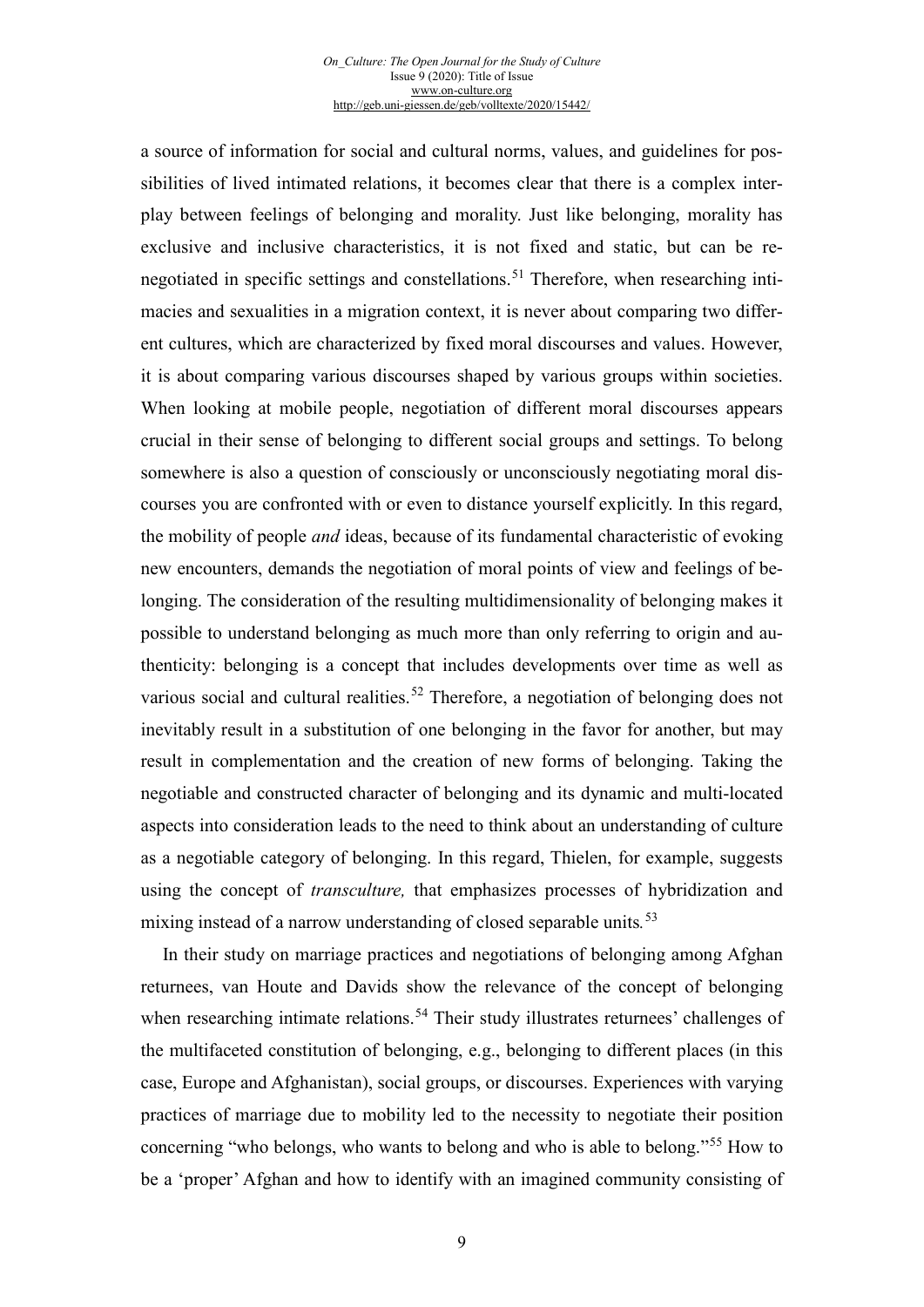a source of information for social and cultural norms, values, and guidelines for possibilities of lived intimated relations, it becomes clear that there is a complex interplay between feelings of belonging and morality. Just like belonging, morality has exclusive and inclusive characteristics, it is not fixed and static, but can be renegotiated in specific settings and constellations.[51] Therefore, when researching intimacies and sexualities in a migration context, it is never about comparing two different cultures, which are characterized by fixed moral discourses and values. However, it is about comparing various discourses shaped by various groups within societies. When looking at mobile people, negotiation of different moral discourses appears crucial in their sense of belonging to different social groups and settings. To belong somewhere is also a question of consciously or unconsciously negotiating moral discourses you are confronted with or even to distance yourself explicitly. In this regard, the mobility of people *and* ideas, because of its fundamental characteristic of evoking new encounters, demands the negotiation of moral points of view and feelings of belonging. The consideration of the resulting multidimensionality of belonging makes it possible to understand belonging as much more than only referring to origin and authenticity: belonging is a concept that includes developments over time as well as various social and cultural realities.[52] Therefore, a negotiation of belonging does not inevitably result in a substitution of one belonging in the favor for another, but may result in complementation and the creation of new forms of belonging. Taking the negotiable and constructed character of belonging and its dynamic and multi-located aspects into consideration leads to the need to think about an understanding of culture as a negotiable category of belonging. In this regard, Thielen, for example, suggests using the concept of *transculture,* that emphasizes processes of hybridization and mixing instead of a narrow understanding of closed separable units.[53]

In their study on marriage practices and negotiations of belonging among Afghan returnees, van Houte and Davids show the relevance of the concept of belonging when researching intimate relations.[54] Their study illustrates returnees' challenges of the multifaceted constitution of belonging, e.g., belonging to different places (in this case, Europe and Afghanistan), social groups, or discourses. Experiences with varying practices of marriage due to mobility led to the necessity to negotiate their position concerning "who belongs, who wants to belong and who is able to belong."[55] How to be a 'proper' Afghan and how to identify with an imagined community consisting of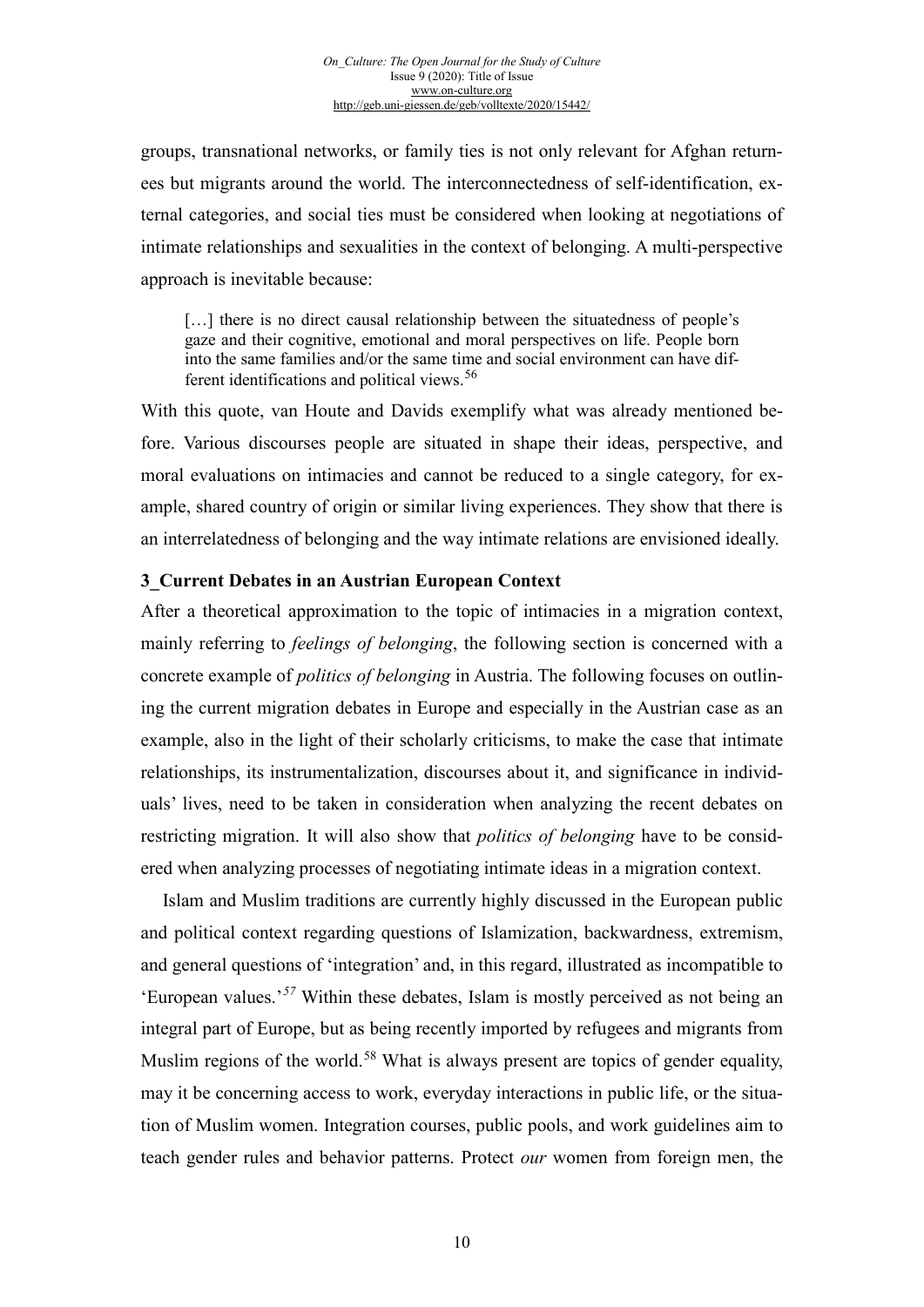groups, transnational networks, or family ties is not only relevant for Afghan returnees but migrants around the world. The interconnectedness of self-identification, external categories, and social ties must be considered when looking at negotiations of intimate relationships and sexualities in the context of belonging. A multi-perspective approach is inevitable because:

> […] there is no direct causal relationship between the situatedness of people's gaze and their cognitive, emotional and moral perspectives on life. People born into the same families and/or the same time and social environment can have different identifications and political views.[56]

With this quote, van Houte and Davids exemplify what was already mentioned before. Various discourses people are situated in shape their ideas, perspective, and moral evaluations on intimacies and cannot be reduced to a single category, for example, shared country of origin or similar living experiences. They show that there is an interrelatedness of belonging and the way intimate relations are envisioned ideally.

## 3_Current Debates in an Austrian European Context

After a theoretical approximation to the topic of intimacies in a migration context, mainly referring to *feelings of belonging*, the following section is concerned with a concrete example of *politics of belonging* in Austria. The following focuses on outlining the current migration debates in Europe and especially in the Austrian case as an example, also in the light of their scholarly criticisms, to make the case that intimate relationships, its instrumentalization, discourses about it, and significance in individuals' lives, need to be taken in consideration when analyzing the recent debates on restricting migration. It will also show that *politics of belonging* have to be considered when analyzing processes of negotiating intimate ideas in a migration context.

Islam and Muslim traditions are currently highly discussed in the European public and political context regarding questions of Islamization, backwardness, extremism, and general questions of 'integration' and, in this regard, illustrated as incompatible to 'European values.'[57] Within these debates, Islam is mostly perceived as not being an integral part of Europe, but as being recently imported by refugees and migrants from Muslim regions of the world.[58] What is always present are topics of gender equality, may it be concerning access to work, everyday interactions in public life, or the situation of Muslim women. Integration courses, public pools, and work guidelines aim to teach gender rules and behavior patterns. Protect *our* women from foreign men, the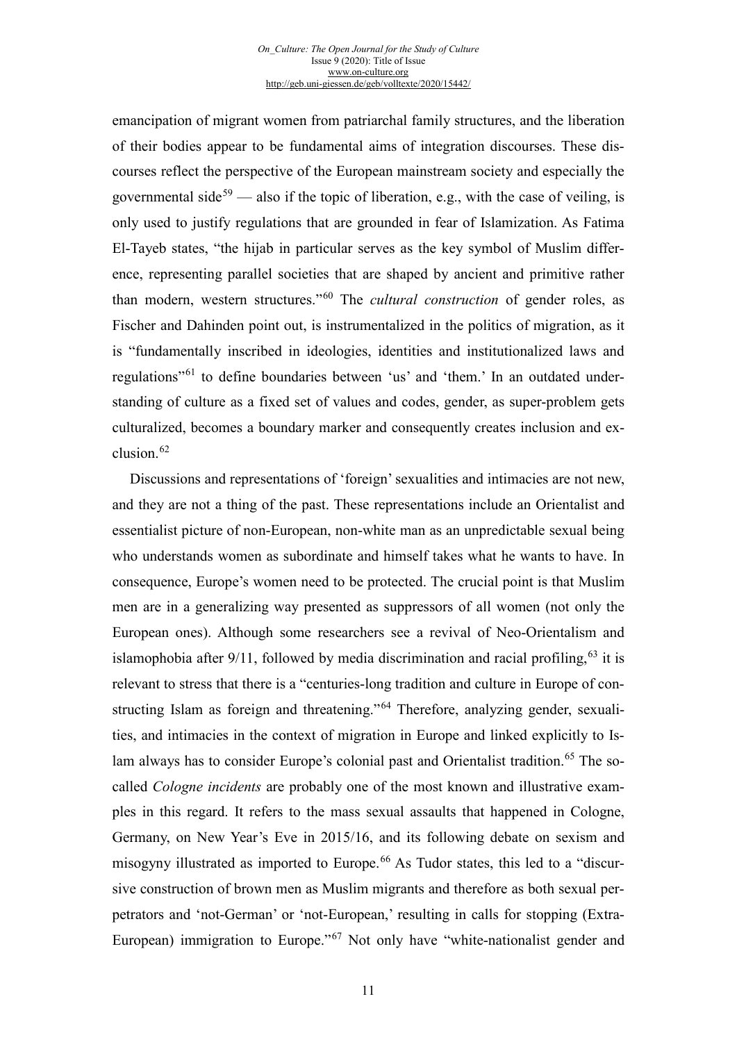emancipation of migrant women from patriarchal family structures, and the liberation of their bodies appear to be fundamental aims of integration discourses. These discourses reflect the perspective of the European mainstream society and especially the governmental side[59] — also if the topic of liberation, e.g., with the case of veiling, is only used to justify regulations that are grounded in fear of Islamization. As Fatima El-Tayeb states, "the hijab in particular serves as the key symbol of Muslim difference, representing parallel societies that are shaped by ancient and primitive rather than modern, western structures."[60] The *cultural construction* of gender roles, as Fischer and Dahinden point out, is instrumentalized in the politics of migration, as it is "fundamentally inscribed in ideologies, identities and institutionalized laws and regulations"[61] to define boundaries between 'us' and 'them.' In an outdated understanding of culture as a fixed set of values and codes, gender, as super-problem gets culturalized, becomes a boundary marker and consequently creates inclusion and exclusion.[62]

Discussions and representations of 'foreign' sexualities and intimacies are not new, and they are not a thing of the past. These representations include an Orientalist and essentialist picture of non-European, non-white man as an unpredictable sexual being who understands women as subordinate and himself takes what he wants to have. In consequence, Europe's women need to be protected. The crucial point is that Muslim men are in a generalizing way presented as suppressors of all women (not only the European ones). Although some researchers see a revival of Neo-Orientalism and islamophobia after 9/11, followed by media discrimination and racial profiling,[63] it is relevant to stress that there is a "centuries-long tradition and culture in Europe of constructing Islam as foreign and threatening."[64] Therefore, analyzing gender, sexualities, and intimacies in the context of migration in Europe and linked explicitly to Islam always has to consider Europe's colonial past and Orientalist tradition.[65] The so-called *Cologne incidents* are probably one of the most known and illustrative examples in this regard. It refers to the mass sexual assaults that happened in Cologne, Germany, on New Year's Eve in 2015/16, and its following debate on sexism and misogyny illustrated as imported to Europe.[66] As Tudor states, this led to a "discursive construction of brown men as Muslim migrants and therefore as both sexual perpetrators and 'not-German' or 'not-European,' resulting in calls for stopping (Extra-European) immigration to Europe."[67] Not only have "white-nationalist gender and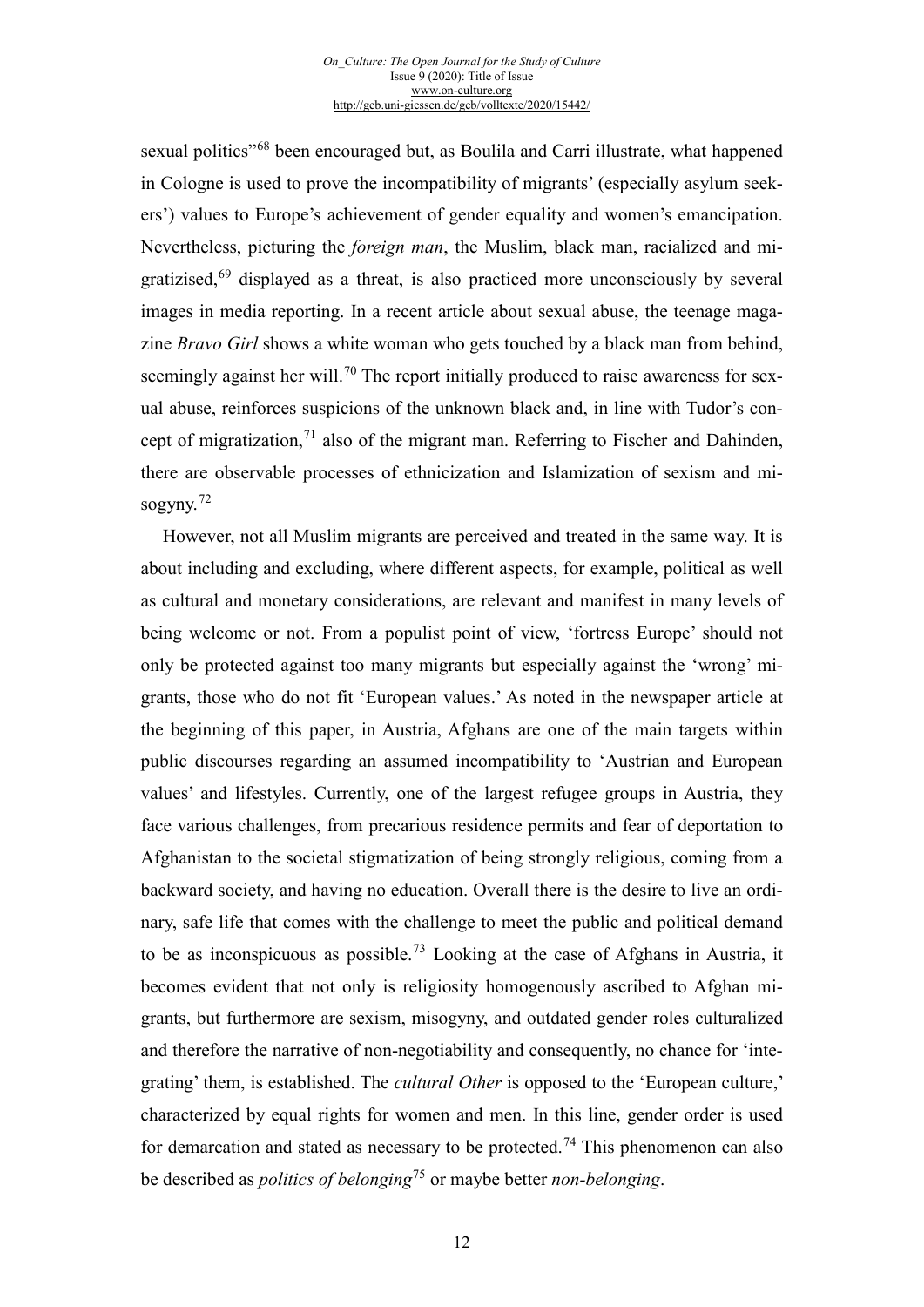sexual politics"[68] been encouraged but, as Boulila and Carri illustrate, what happened in Cologne is used to prove the incompatibility of migrants' (especially asylum seekers') values to Europe's achievement of gender equality and women's emancipation. Nevertheless, picturing the *foreign man*, the Muslim, black man, racialized and migratizised,[69] displayed as a threat, is also practiced more unconsciously by several images in media reporting. In a recent article about sexual abuse, the teenage magazine *Bravo Girl* shows a white woman who gets touched by a black man from behind, seemingly against her will.[70] The report initially produced to raise awareness for sexual abuse, reinforces suspicions of the unknown black and, in line with Tudor's concept of migratization,[71] also of the migrant man. Referring to Fischer and Dahinden, there are observable processes of ethnicization and Islamization of sexism and misogyny.[72]

However, not all Muslim migrants are perceived and treated in the same way. It is about including and excluding, where different aspects, for example, political as well as cultural and monetary considerations, are relevant and manifest in many levels of being welcome or not. From a populist point of view, 'fortress Europe' should not only be protected against too many migrants but especially against the 'wrong' migrants, those who do not fit 'European values.' As noted in the newspaper article at the beginning of this paper, in Austria, Afghans are one of the main targets within public discourses regarding an assumed incompatibility to 'Austrian and European values' and lifestyles. Currently, one of the largest refugee groups in Austria, they face various challenges, from precarious residence permits and fear of deportation to Afghanistan to the societal stigmatization of being strongly religious, coming from a backward society, and having no education. Overall there is the desire to live an ordinary, safe life that comes with the challenge to meet the public and political demand to be as inconspicuous as possible.[73] Looking at the case of Afghans in Austria, it becomes evident that not only is religiosity homogenously ascribed to Afghan migrants, but furthermore are sexism, misogyny, and outdated gender roles culturalized and therefore the narrative of non-negotiability and consequently, no chance for 'integrating' them, is established. The *cultural Other* is opposed to the 'European culture,' characterized by equal rights for women and men. In this line, gender order is used for demarcation and stated as necessary to be protected.[74] This phenomenon can also be described as *politics of belonging*[75] or maybe better *non-belonging*.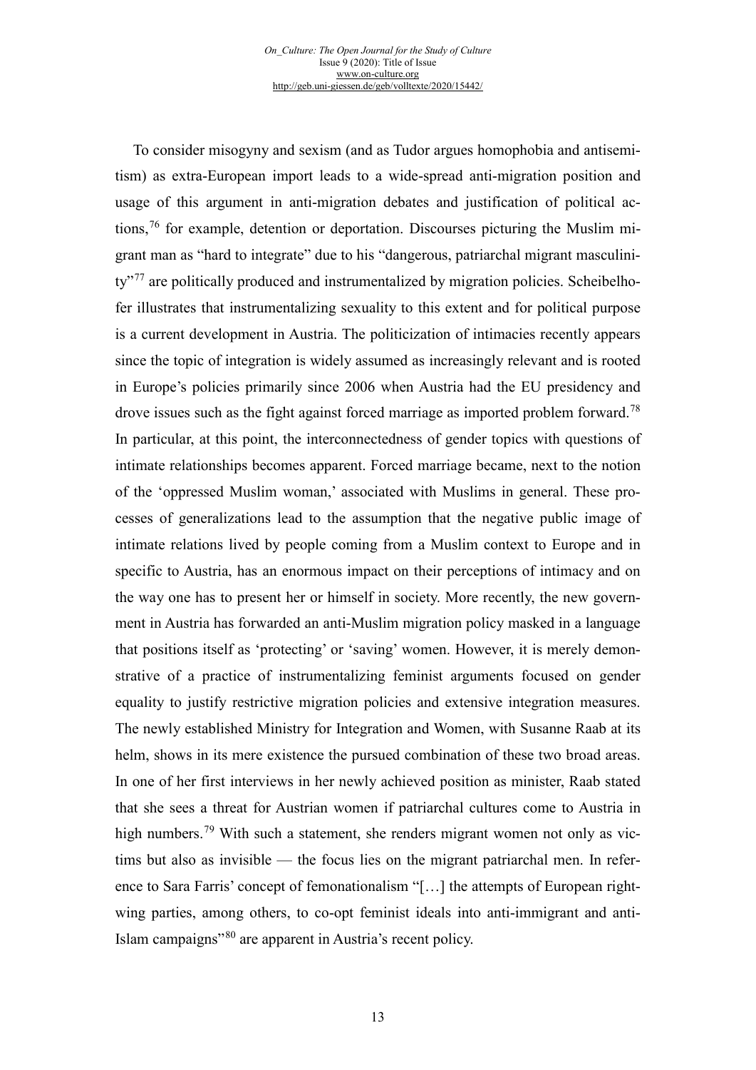To consider misogyny and sexism (and as Tudor argues homophobia and antisemitism) as extra-European import leads to a wide-spread anti-migration position and usage of this argument in anti-migration debates and justification of political actions,[76] for example, detention or deportation. Discourses picturing the Muslim migrant man as "hard to integrate" due to his "dangerous, patriarchal migrant masculinity"[77] are politically produced and instrumentalized by migration policies. Scheibelhofer illustrates that instrumentalizing sexuality to this extent and for political purpose is a current development in Austria. The politicization of intimacies recently appears since the topic of integration is widely assumed as increasingly relevant and is rooted in Europe's policies primarily since 2006 when Austria had the EU presidency and drove issues such as the fight against forced marriage as imported problem forward.[78] In particular, at this point, the interconnectedness of gender topics with questions of intimate relationships becomes apparent. Forced marriage became, next to the notion of the 'oppressed Muslim woman,' associated with Muslims in general. These processes of generalizations lead to the assumption that the negative public image of intimate relations lived by people coming from a Muslim context to Europe and in specific to Austria, has an enormous impact on their perceptions of intimacy and on the way one has to present her or himself in society. More recently, the new government in Austria has forwarded an anti-Muslim migration policy masked in a language that positions itself as 'protecting' or 'saving' women. However, it is merely demonstrative of a practice of instrumentalizing feminist arguments focused on gender equality to justify restrictive migration policies and extensive integration measures. The newly established Ministry for Integration and Women, with Susanne Raab at its helm, shows in its mere existence the pursued combination of these two broad areas. In one of her first interviews in her newly achieved position as minister, Raab stated that she sees a threat for Austrian women if patriarchal cultures come to Austria in high numbers.[79] With such a statement, she renders migrant women not only as victims but also as invisible — the focus lies on the migrant patriarchal men. In reference to Sara Farris' concept of femonationalism "[…] the attempts of European right-wing parties, among others, to co-opt feminist ideals into anti-immigrant and anti-Islam campaigns"[80] are apparent in Austria's recent policy.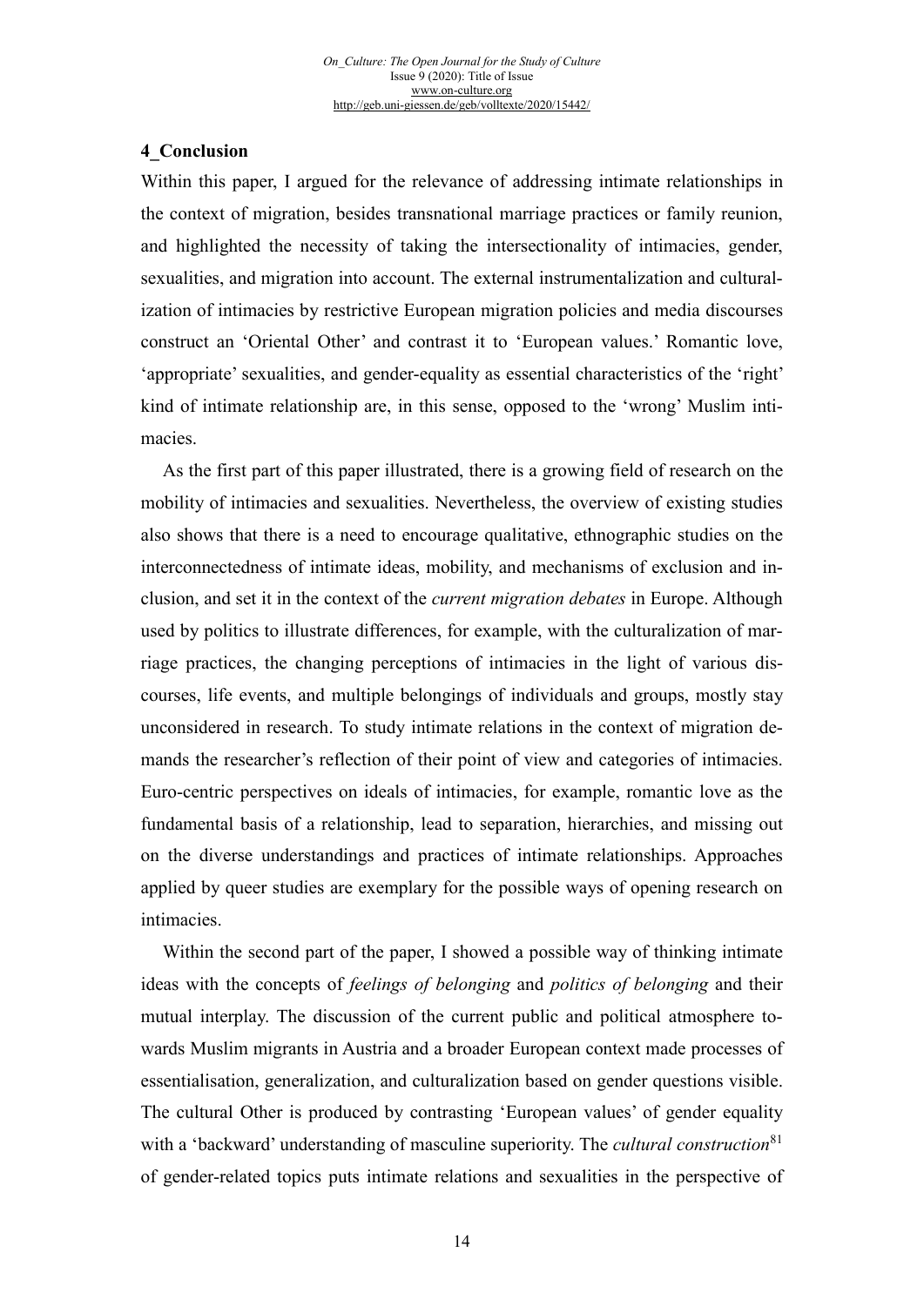## 4_Conclusion

Within this paper, I argued for the relevance of addressing intimate relationships in the context of migration, besides transnational marriage practices or family reunion, and highlighted the necessity of taking the intersectionality of intimacies, gender, sexualities, and migration into account. The external instrumentalization and culturalization of intimacies by restrictive European migration policies and media discourses construct an 'Oriental Other' and contrast it to 'European values.' Romantic love, 'appropriate' sexualities, and gender-equality as essential characteristics of the 'right' kind of intimate relationship are, in this sense, opposed to the 'wrong' Muslim intimacies.

As the first part of this paper illustrated, there is a growing field of research on the mobility of intimacies and sexualities. Nevertheless, the overview of existing studies also shows that there is a need to encourage qualitative, ethnographic studies on the interconnectedness of intimate ideas, mobility, and mechanisms of exclusion and inclusion, and set it in the context of the *current migration debates* in Europe. Although used by politics to illustrate differences, for example, with the culturalization of marriage practices, the changing perceptions of intimacies in the light of various discourses, life events, and multiple belongings of individuals and groups, mostly stay unconsidered in research. To study intimate relations in the context of migration demands the researcher's reflection of their point of view and categories of intimacies. Euro-centric perspectives on ideals of intimacies, for example, romantic love as the fundamental basis of a relationship, lead to separation, hierarchies, and missing out on the diverse understandings and practices of intimate relationships. Approaches applied by queer studies are exemplary for the possible ways of opening research on intimacies.

Within the second part of the paper, I showed a possible way of thinking intimate ideas with the concepts of *feelings of belonging* and *politics of belonging* and their mutual interplay. The discussion of the current public and political atmosphere towards Muslim migrants in Austria and a broader European context made processes of essentialisation, generalization, and culturalization based on gender questions visible. The cultural Other is produced by contrasting 'European values' of gender equality with a 'backward' understanding of masculine superiority. The *cultural construction*[81] of gender-related topics puts intimate relations and sexualities in the perspective of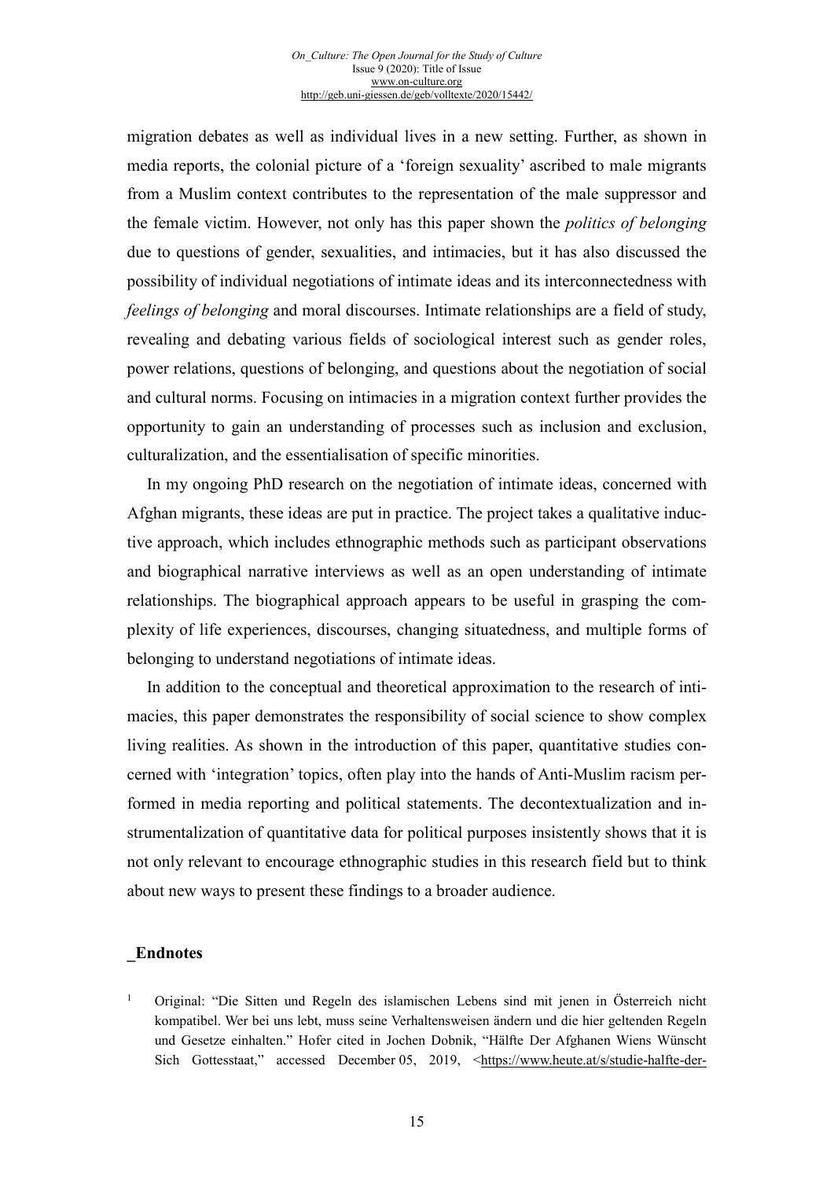migration debates as well as individual lives in a new setting. Further, as shown in media reports, the colonial picture of a 'foreign sexuality' ascribed to male migrants from a Muslim context contributes to the representation of the male suppressor and the female victim. However, not only has this paper shown the *politics of belonging* due to questions of gender, sexualities, and intimacies, but it has also discussed the possibility of individual negotiations of intimate ideas and its interconnectedness with *feelings of belonging* and moral discourses. Intimate relationships are a field of study, revealing and debating various fields of sociological interest such as gender roles, power relations, questions of belonging, and questions about the negotiation of social and cultural norms. Focusing on intimacies in a migration context further provides the opportunity to gain an understanding of processes such as inclusion and exclusion, culturalization, and the essentialisation of specific minorities.

In my ongoing PhD research on the negotiation of intimate ideas, concerned with Afghan migrants, these ideas are put in practice. The project takes a qualitative inductive approach, which includes ethnographic methods such as participant observations and biographical narrative interviews as well as an open understanding of intimate relationships. The biographical approach appears to be useful in grasping the complexity of life experiences, discourses, changing situatedness, and multiple forms of belonging to understand negotiations of intimate ideas.

In addition to the conceptual and theoretical approximation to the research of intimacies, this paper demonstrates the responsibility of social science to show complex living realities. As shown in the introduction of this paper, quantitative studies concerned with 'integration' topics, often play into the hands of Anti-Muslim racism performed in media reporting and political statements. The decontextualization and instrumentalization of quantitative data for political purposes insistently shows that it is not only relevant to encourage ethnographic studies in this research field but to think about new ways to present these findings to a broader audience.

## _Endnotes

[1] Original: "Die Sitten und Regeln des islamischen Lebens sind mit jenen in Österreich nicht kompatibel. Wer bei uns lebt, muss seine Verhaltensweisen ändern und die hier geltenden Regeln und Gesetze einhalten." Hofer cited in Jochen Dobnik, "Hälfte Der Afghanen Wiens Wünscht Sich Gottesstaat," accessed December 05, 2019, <https://www.heute.at/s/studie-halfte-der-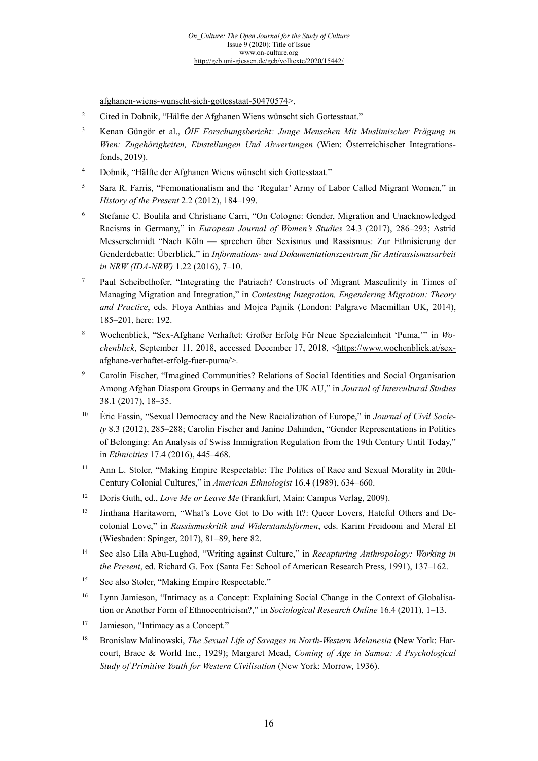afghanen-wiens-wunscht-sich-gottesstaat-50470574>.

2 Cited in Dobnik, "Hälfte der Afghanen Wiens wünscht sich Gottesstaat."

3 Kenan Güngör et al., *ÖIF Forschungsbericht: Junge Menschen Mit Muslimischer Prägung in Wien: Zugehörigkeiten, Einstellungen Und Abwertungen* (Wien: Österreichischer Integrationsfonds, 2019).

4 Dobnik, "Hälfte der Afghanen Wiens wünscht sich Gottesstaat."

5 Sara R. Farris, "Femonationalism and the 'Regular' Army of Labor Called Migrant Women," in *History of the Present* 2.2 (2012), 184–199.

6 Stefanie C. Boulila and Christiane Carri, "On Cologne: Gender, Migration and Unacknowledged Racisms in Germany," in *European Journal of Women's Studies* 24.3 (2017), 286–293; Astrid Messerschmidt "Nach Köln — sprechen über Sexismus und Rassismus: Zur Ethnisierung der Genderdebatte: Überblick," in *Informations- und Dokumentationszentrum für Antirassismusarbeit in NRW (IDA-NRW)* 1.22 (2016), 7–10.

7 Paul Scheibelhofer, "Integrating the Patriach? Constructs of Migrant Masculinity in Times of Managing Migration and Integration," in *Contesting Integration, Engendering Migration: Theory and Practice*, eds. Floya Anthias and Mojca Pajnik (London: Palgrave Macmillan UK, 2014), 185–201, here: 192.

8 Wochenblick, "Sex-Afghane Verhaftet: Großer Erfolg Für Neue Spezialeinheit 'Puma,'" in *Wochenblick*, September 11, 2018, accessed December 17, 2018, <https://www.wochenblick.at/sex-afghane-verhaftet-erfolg-fuer-puma/>.

9 Carolin Fischer, "Imagined Communities? Relations of Social Identities and Social Organisation Among Afghan Diaspora Groups in Germany and the UK AU," in *Journal of Intercultural Studies* 38.1 (2017), 18–35.

10 Éric Fassin, "Sexual Democracy and the New Racialization of Europe," in *Journal of Civil Society* 8.3 (2012), 285–288; Carolin Fischer and Janine Dahinden, "Gender Representations in Politics of Belonging: An Analysis of Swiss Immigration Regulation from the 19th Century Until Today," in *Ethnicities* 17.4 (2016), 445–468.

11 Ann L. Stoler, "Making Empire Respectable: The Politics of Race and Sexual Morality in 20th-Century Colonial Cultures," in *American Ethnologist* 16.4 (1989), 634–660.

12 Doris Guth, ed., *Love Me or Leave Me* (Frankfurt, Main: Campus Verlag, 2009).

13 Jinthana Haritaworn, "What's Love Got to Do with It?: Queer Lovers, Hateful Others and Decolonial Love," in *Rassismuskritik und Widerstandsformen*, eds. Karim Freidooni and Meral El (Wiesbaden: Spinger, 2017), 81–89, here 82.

14 See also Lila Abu-Lughod, "Writing against Culture," in *Recapturing Anthropology: Working in the Present*, ed. Richard G. Fox (Santa Fe: School of American Research Press, 1991), 137–162.

15 See also Stoler, "Making Empire Respectable."

16 Lynn Jamieson, "Intimacy as a Concept: Explaining Social Change in the Context of Globalisation or Another Form of Ethnocentricism?," in *Sociological Research Online* 16.4 (2011), 1–13.

17 Jamieson, "Intimacy as a Concept."

18 Bronislaw Malinowski, *The Sexual Life of Savages in North-Western Melanesia* (New York: Harcourt, Brace & World Inc., 1929); Margaret Mead, *Coming of Age in Samoa: A Psychological Study of Primitive Youth for Western Civilisation* (New York: Morrow, 1936).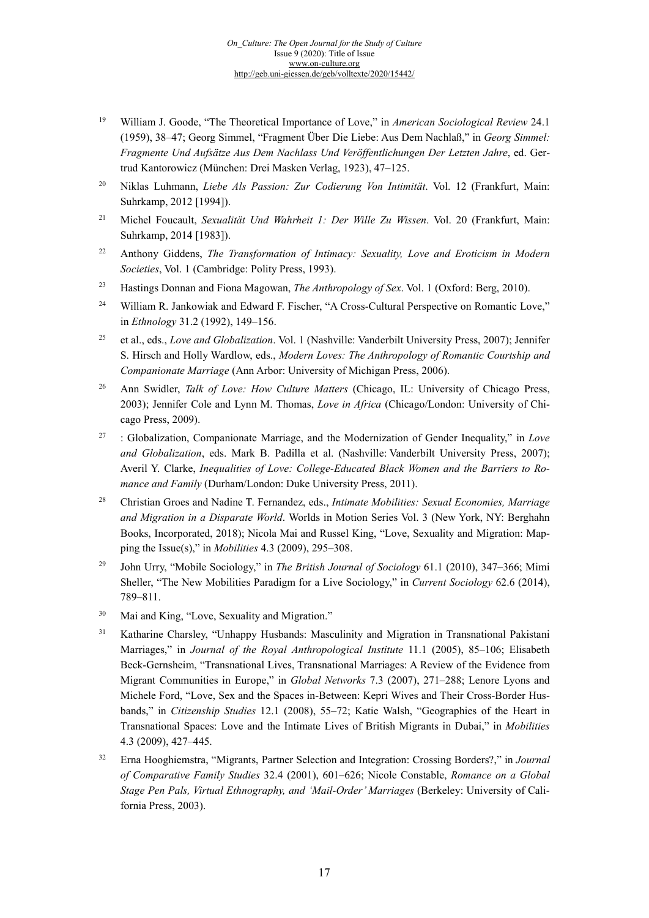[19] William J. Goode, "The Theoretical Importance of Love," in *American Sociological Review* 24.1 (1959), 38–47; Georg Simmel, "Fragment Über Die Liebe: Aus Dem Nachlaß," in *Georg Simmel: Fragmente Und Aufsätze Aus Dem Nachlass Und Veröffentlichungen Der Letzten Jahre*, ed. Gertrud Kantorowicz (München: Drei Masken Verlag, 1923), 47–125.

[20] Niklas Luhmann, *Liebe Als Passion: Zur Codierung Von Intimität*. Vol. 12 (Frankfurt, Main: Suhrkamp, 2012 [1994]).

[21] Michel Foucault, *Sexualität Und Wahrheit 1: Der Wille Zu Wissen*. Vol. 20 (Frankfurt, Main: Suhrkamp, 2014 [1983]).

[22] Anthony Giddens, *The Transformation of Intimacy: Sexuality, Love and Eroticism in Modern Societies*, Vol. 1 (Cambridge: Polity Press, 1993).

[23] Hastings Donnan and Fiona Magowan, *The Anthropology of Sex*. Vol. 1 (Oxford: Berg, 2010).

[24] William R. Jankowiak and Edward F. Fischer, "A Cross-Cultural Perspective on Romantic Love," in *Ethnology* 31.2 (1992), 149–156.

[25] et al., eds., *Love and Globalization*. Vol. 1 (Nashville: Vanderbilt University Press, 2007); Jennifer S. Hirsch and Holly Wardlow, eds., *Modern Loves: The Anthropology of Romantic Courtship and Companionate Marriage* (Ann Arbor: University of Michigan Press, 2006).

[26] Ann Swidler, *Talk of Love: How Culture Matters* (Chicago, IL: University of Chicago Press, 2003); Jennifer Cole and Lynn M. Thomas, *Love in Africa* (Chicago/London: University of Chicago Press, 2009).

[27] : Globalization, Companionate Marriage, and the Modernization of Gender Inequality," in *Love and Globalization*, eds. Mark B. Padilla et al. (Nashville: Vanderbilt University Press, 2007); Averil Y. Clarke, *Inequalities of Love: College-Educated Black Women and the Barriers to Romance and Family* (Durham/London: Duke University Press, 2011).

[28] Christian Groes and Nadine T. Fernandez, eds., *Intimate Mobilities: Sexual Economies, Marriage and Migration in a Disparate World*. Worlds in Motion Series Vol. 3 (New York, NY: Berghahn Books, Incorporated, 2018); Nicola Mai and Russel King, "Love, Sexuality and Migration: Mapping the Issue(s)," in *Mobilities* 4.3 (2009), 295–308.

[29] John Urry, "Mobile Sociology," in *The British Journal of Sociology* 61.1 (2010), 347–366; Mimi Sheller, "The New Mobilities Paradigm for a Live Sociology," in *Current Sociology* 62.6 (2014), 789–811.

[30] Mai and King, "Love, Sexuality and Migration."

[31] Katharine Charsley, "Unhappy Husbands: Masculinity and Migration in Transnational Pakistani Marriages," in *Journal of the Royal Anthropological Institute* 11.1 (2005), 85–106; Elisabeth Beck-Gernsheim, "Transnational Lives, Transnational Marriages: A Review of the Evidence from Migrant Communities in Europe," in *Global Networks* 7.3 (2007), 271–288; Lenore Lyons and Michele Ford, "Love, Sex and the Spaces in-Between: Kepri Wives and Their Cross-Border Husbands," in *Citizenship Studies* 12.1 (2008), 55–72; Katie Walsh, "Geographies of the Heart in Transnational Spaces: Love and the Intimate Lives of British Migrants in Dubai," in *Mobilities* 4.3 (2009), 427–445.

[32] Erna Hooghiemstra, "Migrants, Partner Selection and Integration: Crossing Borders?," in *Journal of Comparative Family Studies* 32.4 (2001), 601–626; Nicole Constable, *Romance on a Global Stage Pen Pals, Virtual Ethnography, and 'Mail-Order' Marriages* (Berkeley: University of California Press, 2003).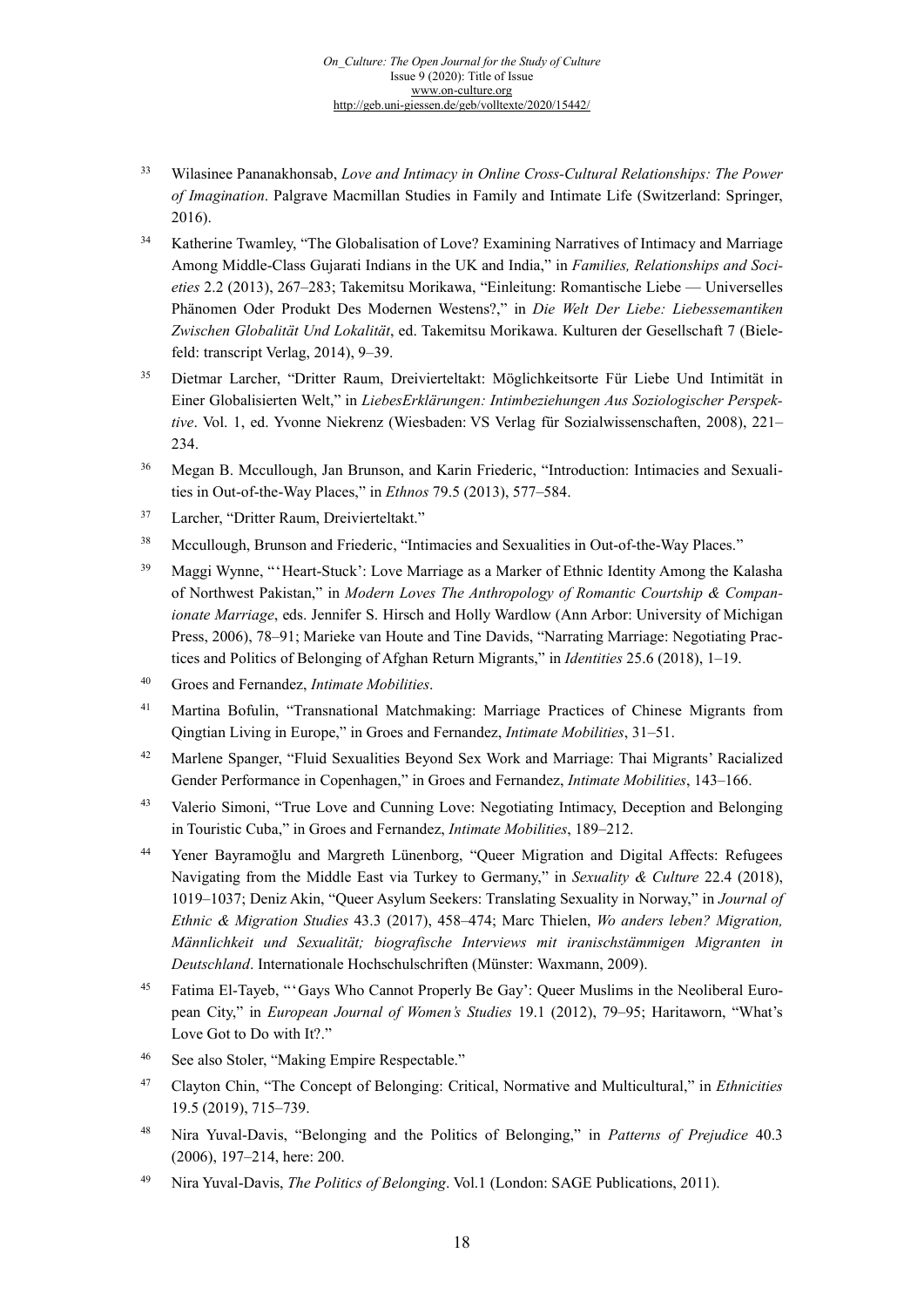[33] Wilasinee Pananakhonsab, *Love and Intimacy in Online Cross-Cultural Relationships: The Power of Imagination*. Palgrave Macmillan Studies in Family and Intimate Life (Switzerland: Springer, 2016).

[34] Katherine Twamley, "The Globalisation of Love? Examining Narratives of Intimacy and Marriage Among Middle-Class Gujarati Indians in the UK and India," in *Families, Relationships and Societies* 2.2 (2013), 267–283; Takemitsu Morikawa, "Einleitung: Romantische Liebe — Universelles Phänomen Oder Produkt Des Modernen Westens?," in *Die Welt Der Liebe: Liebessemantiken Zwischen Globalität Und Lokalität*, ed. Takemitsu Morikawa. Kulturen der Gesellschaft 7 (Bielefeld: transcript Verlag, 2014), 9–39.

[35] Dietmar Larcher, "Dritter Raum, Dreivierteltakt: Möglichkeitsorte Für Liebe Und Intimität in Einer Globalisierten Welt," in *LiebesErklärungen: Intimbeziehungen Aus Soziologischer Perspektive*. Vol. 1, ed. Yvonne Niekrenz (Wiesbaden: VS Verlag für Sozialwissenschaften, 2008), 221–234.

[36] Megan B. Mccullough, Jan Brunson, and Karin Friederic, "Introduction: Intimacies and Sexualities in Out-of-the-Way Places," in *Ethnos* 79.5 (2013), 577–584.

[37] Larcher, "Dritter Raum, Dreivierteltakt."

[38] Mccullough, Brunson and Friederic, "Intimacies and Sexualities in Out-of-the-Way Places."

[39] Maggi Wynne, "'Heart-Stuck': Love Marriage as a Marker of Ethnic Identity Among the Kalasha of Northwest Pakistan," in *Modern Loves The Anthropology of Romantic Courtship & Companionate Marriage*, eds. Jennifer S. Hirsch and Holly Wardlow (Ann Arbor: University of Michigan Press, 2006), 78–91; Marieke van Houte and Tine Davids, "Narrating Marriage: Negotiating Practices and Politics of Belonging of Afghan Return Migrants," in *Identities* 25.6 (2018), 1–19.

[40] Groes and Fernandez, *Intimate Mobilities*.

[41] Martina Bofulin, "Transnational Matchmaking: Marriage Practices of Chinese Migrants from Qingtian Living in Europe," in Groes and Fernandez, *Intimate Mobilities*, 31–51.

[42] Marlene Spanger, "Fluid Sexualities Beyond Sex Work and Marriage: Thai Migrants' Racialized Gender Performance in Copenhagen," in Groes and Fernandez, *Intimate Mobilities*, 143–166.

[43] Valerio Simoni, "True Love and Cunning Love: Negotiating Intimacy, Deception and Belonging in Touristic Cuba," in Groes and Fernandez, *Intimate Mobilities*, 189–212.

[44] Yener Bayramoğlu and Margreth Lünenborg, "Queer Migration and Digital Affects: Refugees Navigating from the Middle East via Turkey to Germany," in *Sexuality & Culture* 22.4 (2018), 1019–1037; Deniz Akin, "Queer Asylum Seekers: Translating Sexuality in Norway," in *Journal of Ethnic & Migration Studies* 43.3 (2017), 458–474; Marc Thielen, *Wo anders leben? Migration, Männlichkeit und Sexualität; biografische Interviews mit iranischstämmigen Migranten in Deutschland*. Internationale Hochschulschriften (Münster: Waxmann, 2009).

[45] Fatima El-Tayeb, "'Gays Who Cannot Properly Be Gay': Queer Muslims in the Neoliberal European City," in *European Journal of Women's Studies* 19.1 (2012), 79–95; Haritaworn, "What's Love Got to Do with It?."

[46] See also Stoler, "Making Empire Respectable."

[47] Clayton Chin, "The Concept of Belonging: Critical, Normative and Multicultural," in *Ethnicities* 19.5 (2019), 715–739.

[48] Nira Yuval-Davis, "Belonging and the Politics of Belonging," in *Patterns of Prejudice* 40.3 (2006), 197–214, here: 200.

[49] Nira Yuval-Davis, *The Politics of Belonging*. Vol.1 (London: SAGE Publications, 2011).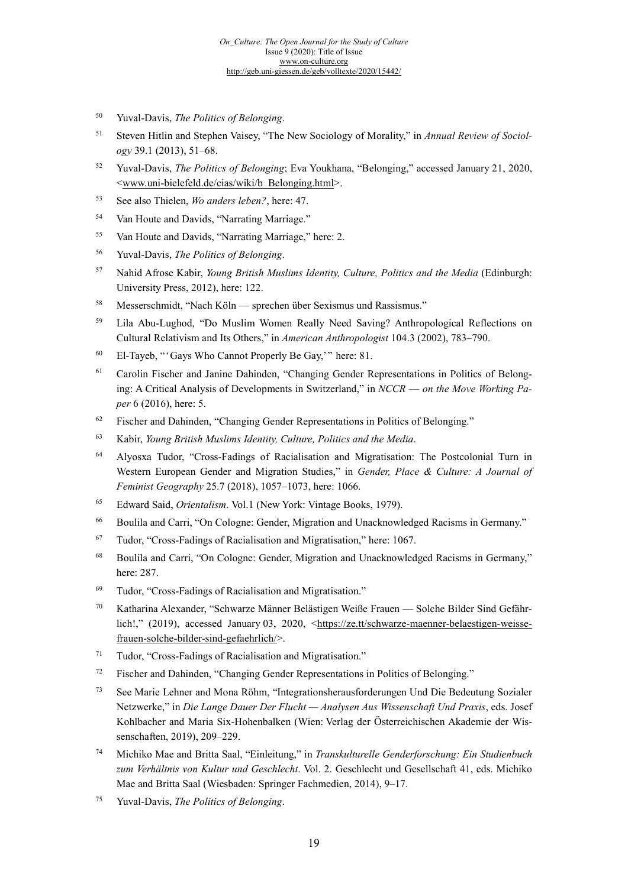50 Yuval-Davis, *The Politics of Belonging*.

51 Steven Hitlin and Stephen Vaisey, "The New Sociology of Morality," in *Annual Review of Sociology* 39.1 (2013), 51–68.

52 Yuval-Davis, *The Politics of Belonging*; Eva Youkhana, "Belonging," accessed January 21, 2020, <www.uni-bielefeld.de/cias/wiki/b_Belonging.html>.

53 See also Thielen, *Wo anders leben?*, here: 47.

54 Van Houte and Davids, "Narrating Marriage."

55 Van Houte and Davids, "Narrating Marriage," here: 2.

56 Yuval-Davis, *The Politics of Belonging*.

57 Nahid Afrose Kabir, *Young British Muslims Identity, Culture, Politics and the Media* (Edinburgh: University Press, 2012), here: 122.

58 Messerschmidt, "Nach Köln — sprechen über Sexismus und Rassismus."

59 Lila Abu-Lughod, "Do Muslim Women Really Need Saving? Anthropological Reflections on Cultural Relativism and Its Others," in *American Anthropologist* 104.3 (2002), 783–790.

60 El-Tayeb, "'Gays Who Cannot Properly Be Gay,'" here: 81.

61 Carolin Fischer and Janine Dahinden, "Changing Gender Representations in Politics of Belonging: A Critical Analysis of Developments in Switzerland," in *NCCR — on the Move Working Paper* 6 (2016), here: 5.

62 Fischer and Dahinden, "Changing Gender Representations in Politics of Belonging."

63 Kabir, *Young British Muslims Identity, Culture, Politics and the Media*.

64 Alyosxa Tudor, "Cross-Fadings of Racialisation and Migratisation: The Postcolonial Turn in Western European Gender and Migration Studies," in *Gender, Place & Culture: A Journal of Feminist Geography* 25.7 (2018), 1057–1073, here: 1066.

65 Edward Said, *Orientalism*. Vol.1 (New York: Vintage Books, 1979).

66 Boulila and Carri, "On Cologne: Gender, Migration and Unacknowledged Racisms in Germany."

67 Tudor, "Cross-Fadings of Racialisation and Migratisation," here: 1067.

68 Boulila and Carri, "On Cologne: Gender, Migration and Unacknowledged Racisms in Germany," here: 287.

69 Tudor, "Cross-Fadings of Racialisation and Migratisation."

70 Katharina Alexander, "Schwarze Männer Belästigen Weiße Frauen — Solche Bilder Sind Gefährlich!," (2019), accessed January 03, 2020, <https://ze.tt/schwarze-maenner-belaestigen-weisse-frauen-solche-bilder-sind-gefaehrlich/>.

71 Tudor, "Cross-Fadings of Racialisation and Migratisation."

72 Fischer and Dahinden, "Changing Gender Representations in Politics of Belonging."

73 See Marie Lehner and Mona Röhm, "Integrationsherausforderungen Und Die Bedeutung Sozialer Netzwerke," in *Die Lange Dauer Der Flucht — Analysen Aus Wissenschaft Und Praxis*, eds. Josef Kohlbacher and Maria Six-Hohenbalken (Wien: Verlag der Österreichischen Akademie der Wissenschaften, 2019), 209–229.

74 Michiko Mae and Britta Saal, "Einleitung," in *Transkulturelle Genderforschung: Ein Studienbuch zum Verhältnis von Kultur und Geschlecht*. Vol. 2. Geschlecht und Gesellschaft 41, eds. Michiko Mae and Britta Saal (Wiesbaden: Springer Fachmedien, 2014), 9–17.

75 Yuval-Davis, *The Politics of Belonging*.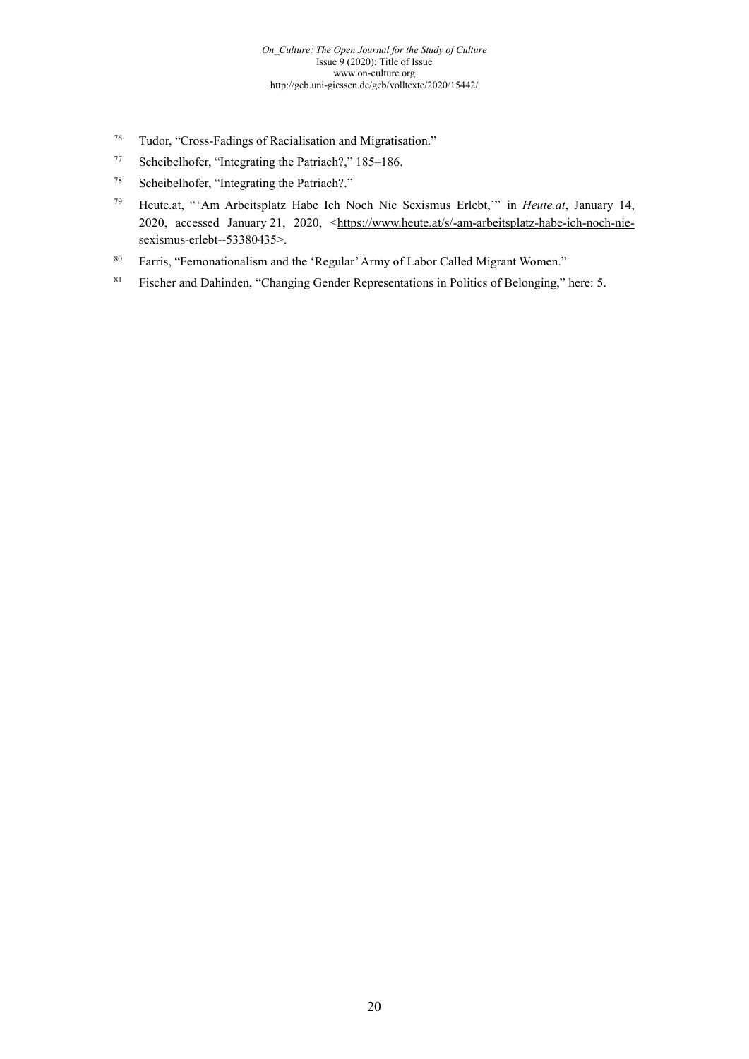[76] Tudor, "Cross-Fadings of Racialisation and Migratisation."

[77] Scheibelhofer, "Integrating the Patriach?," 185–186.

[78] Scheibelhofer, "Integrating the Patriach?."

[79] Heute.at, "'Am Arbeitsplatz Habe Ich Noch Nie Sexismus Erlebt,'" in *Heute.at*, January 14, 2020, accessed January 21, 2020, <https://www.heute.at/s/-am-arbeitsplatz-habe-ich-noch-nie-sexismus-erlebt--53380435>.

[80] Farris, "Femonationalism and the 'Regular' Army of Labor Called Migrant Women."

[81] Fischer and Dahinden, "Changing Gender Representations in Politics of Belonging," here: 5.